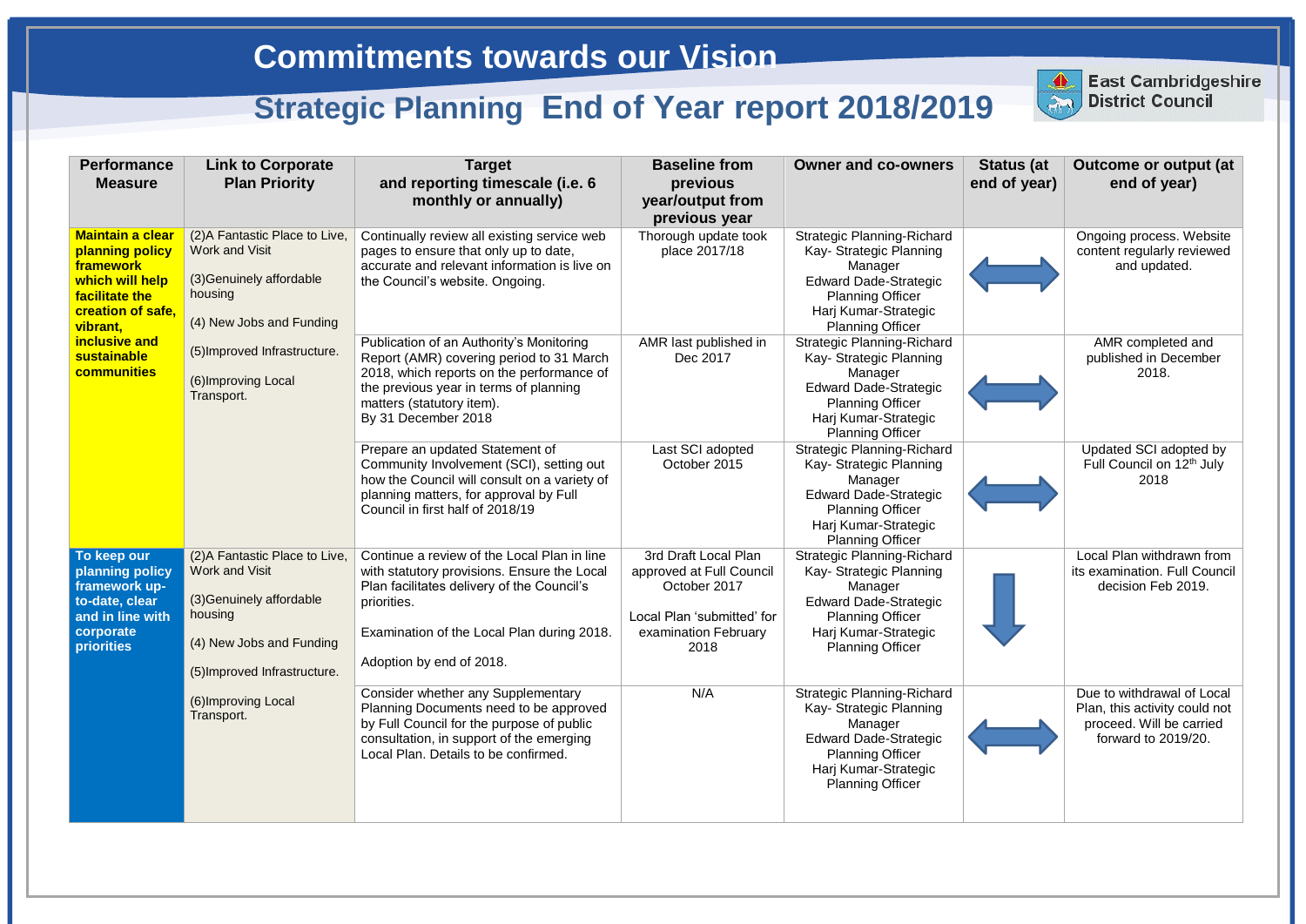# Commitments towards our Vision

## Strategic Planning End of Year report 2018/2019

East Cambridgeshire District Council

| Performance Measure | Link to Corporate Plan Priority | Target and reporting timescale (i.e. 6 monthly or annually) | Baseline from previous year/output from previous year | Owner and co-owners | Status (at end of year) | Outcome or output (at end of year) |
|---|---|---|---|---|---|---|
| **Maintain a clear planning policy framework which will help facilitate the creation of safe, vibrant, inclusive and sustainable communities** | (2)A Fantastic Place to Live, Work and Visit<br><br>(3)Genuinely affordable housing<br><br>(4) New Jobs and Funding<br><br>(5)Improved Infrastructure.<br><br>(6)Improving Local Transport. | Continually review all existing service web pages to ensure that only up to date, accurate and relevant information is live on the Council's website. Ongoing. | Thorough update took place 2017/18 | Strategic Planning-Richard Kay- Strategic Planning Manager<br>Edward Dade-Strategic Planning Officer<br>Harj Kumar-Strategic Planning Officer | ⟷ | Ongoing process. Website content regularly reviewed and updated. |
| | | Publication of an Authority's Monitoring Report (AMR) covering period to 31 March 2018, which reports on the performance of the previous year in terms of planning matters (statutory item).<br>By 31 December 2018 | AMR last published in Dec 2017 | Strategic Planning-Richard Kay- Strategic Planning Manager<br>Edward Dade-Strategic Planning Officer<br>Harj Kumar-Strategic Planning Officer | ⟷ | AMR completed and published in December 2018. |
| | | Prepare an updated Statement of Community Involvement (SCI), setting out how the Council will consult on a variety of planning matters, for approval by Full Council in first half of 2018/19 | Last SCI adopted October 2015 | Strategic Planning-Richard Kay- Strategic Planning Manager<br>Edward Dade-Strategic Planning Officer<br>Harj Kumar-Strategic Planning Officer | ⟷ | Updated SCI adopted by Full Council on 12th July 2018 |
| **To keep our planning policy framework up-to-date, clear and in line with corporate priorities** | (2)A Fantastic Place to Live, Work and Visit<br><br>(3)Genuinely affordable housing<br><br>(4) New Jobs and Funding<br><br>(5)Improved Infrastructure.<br><br>(6)Improving Local Transport. | Continue a review of the Local Plan in line with statutory provisions. Ensure the Local Plan facilitates delivery of the Council's priorities.<br><br>Examination of the Local Plan during 2018.<br><br>Adoption by end of 2018. | 3rd Draft Local Plan approved at Full Council October 2017<br><br>Local Plan 'submitted' for examination February 2018 | Strategic Planning-Richard Kay- Strategic Planning Manager<br>Edward Dade-Strategic Planning Officer<br>Harj Kumar-Strategic Planning Officer | ↓ | Local Plan withdrawn from its examination. Full Council decision Feb 2019. |
| | | Consider whether any Supplementary Planning Documents need to be approved by Full Council for the purpose of public consultation, in support of the emerging Local Plan. Details to be confirmed. | N/A | Strategic Planning-Richard Kay- Strategic Planning Manager<br>Edward Dade-Strategic Planning Officer<br>Harj Kumar-Strategic Planning Officer | ⟷ | Due to withdrawal of Local Plan, this activity could not proceed. Will be carried forward to 2019/20. |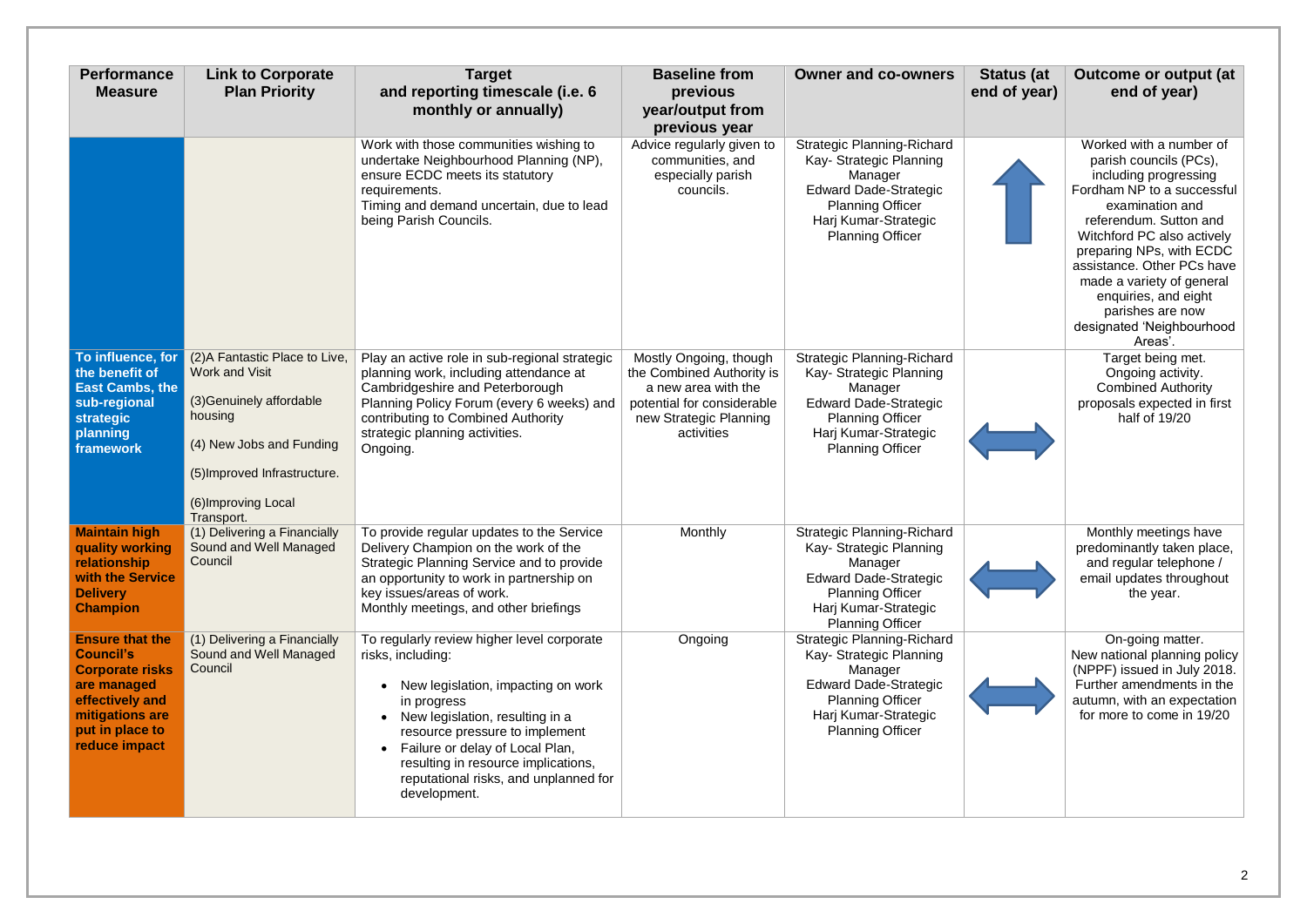| Performance Measure | Link to Corporate Plan Priority | Target and reporting timescale (i.e. 6 monthly or annually) | Baseline from previous year/output from previous year | Owner and co-owners | Status (at end of year) | Outcome or output (at end of year) |
|---|---|---|---|---|---|---|
| | | Work with those communities wishing to undertake Neighbourhood Planning (NP), ensure ECDC meets its statutory requirements. Timing and demand uncertain, due to lead being Parish Councils. | Advice regularly given to communities, and especially parish councils. | Strategic Planning-Richard Kay- Strategic Planning Manager Edward Dade-Strategic Planning Officer Harj Kumar-Strategic Planning Officer | ↑ | Worked with a number of parish councils (PCs), including progressing Fordham NP to a successful examination and referendum. Sutton and Witchford PC also actively preparing NPs, with ECDC assistance. Other PCs have made a variety of general enquiries, and eight parishes are now designated 'Neighbourhood Areas'. |
| **To influence, for the benefit of East Cambs, the sub-regional strategic planning framework** | (2)A Fantastic Place to Live, Work and Visit<br><br>(3)Genuinely affordable housing<br><br>(4) New Jobs and Funding<br><br>(5)Improved Infrastructure.<br><br>(6)Improving Local Transport. | Play an active role in sub-regional strategic planning work, including attendance at Cambridgeshire and Peterborough Planning Policy Forum (every 6 weeks) and contributing to Combined Authority strategic planning activities. Ongoing. | Mostly Ongoing, though the Combined Authority is a new area with the potential for considerable new Strategic Planning activities | Strategic Planning-Richard Kay- Strategic Planning Manager Edward Dade-Strategic Planning Officer Harj Kumar-Strategic Planning Officer | ↔ | Target being met. Ongoing activity. Combined Authority proposals expected in first half of 19/20 |
| **Maintain high quality working relationship with the Service Delivery Champion** | (1) Delivering a Financially Sound and Well Managed Council | To provide regular updates to the Service Delivery Champion on the work of the Strategic Planning Service and to provide an opportunity to work in partnership on key issues/areas of work. Monthly meetings, and other briefings | Monthly | Strategic Planning-Richard Kay- Strategic Planning Manager Edward Dade-Strategic Planning Officer Harj Kumar-Strategic Planning Officer | ↔ | Monthly meetings have predominantly taken place, and regular telephone / email updates throughout the year. |
| **Ensure that the Council's Corporate risks are managed effectively and mitigations are put in place to reduce impact** | (1) Delivering a Financially Sound and Well Managed Council | To regularly review higher level corporate risks, including:<br>• New legislation, impacting on work in progress<br>• New legislation, resulting in a resource pressure to implement<br>• Failure or delay of Local Plan, resulting in resource implications, reputational risks, and unplanned for development. | Ongoing | Strategic Planning-Richard Kay- Strategic Planning Manager Edward Dade-Strategic Planning Officer Harj Kumar-Strategic Planning Officer | ↔ | On-going matter. New national planning policy (NPPF) issued in July 2018. Further amendments in the autumn, with an expectation for more to come in 19/20 |